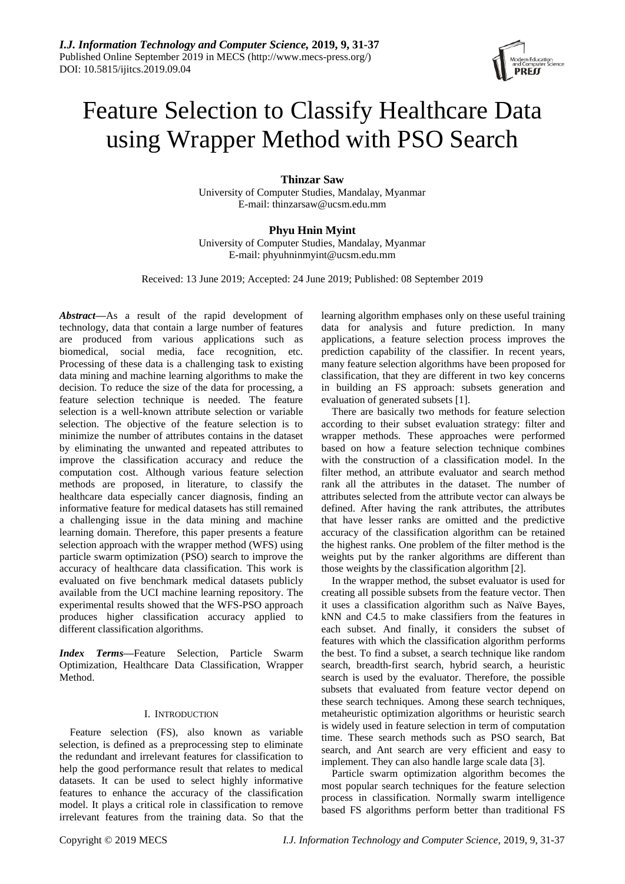# Feature Selection to Classify Healthcare Data using Wrapper Method with PSO Search

**Thinzar Saw**
University of Computer Studies, Mandalay, Myanmar
E-mail: thinzarsaw@ucsm.edu.mm

**Phyu Hnin Myint**
University of Computer Studies, Mandalay, Myanmar
E-mail: phyuhninmyint@ucsm.edu.mm

Received: 13 June 2019; Accepted: 24 June 2019; Published: 08 September 2019

***Abstract*****—**As a result of the rapid development of technology, data that contain a large number of features are produced from various applications such as biomedical, social media, face recognition, etc. Processing of these data is a challenging task to existing data mining and machine learning algorithms to make the decision. To reduce the size of the data for processing, a feature selection technique is needed. The feature selection is a well-known attribute selection or variable selection. The objective of the feature selection is to minimize the number of attributes contains in the dataset by eliminating the unwanted and repeated attributes to improve the classification accuracy and reduce the computation cost. Although various feature selection methods are proposed, in literature, to classify the healthcare data especially cancer diagnosis, finding an informative feature for medical datasets has still remained a challenging issue in the data mining and machine learning domain. Therefore, this paper presents a feature selection approach with the wrapper method (WFS) using particle swarm optimization (PSO) search to improve the accuracy of healthcare data classification. This work is evaluated on five benchmark medical datasets publicly available from the UCI machine learning repository. The experimental results showed that the WFS-PSO approach produces higher classification accuracy applied to different classification algorithms.

***Index Terms*****—**Feature Selection, Particle Swarm Optimization, Healthcare Data Classification, Wrapper Method.

## I. Introduction

Feature selection (FS), also known as variable selection, is defined as a preprocessing step to eliminate the redundant and irrelevant features for classification to help the good performance result that relates to medical datasets. It can be used to select highly informative features to enhance the accuracy of the classification model. It plays a critical role in classification to remove irrelevant features from the training data. So that the learning algorithm emphases only on these useful training data for analysis and future prediction. In many applications, a feature selection process improves the prediction capability of the classifier. In recent years, many feature selection algorithms have been proposed for classification, that they are different in two key concerns in building an FS approach: subsets generation and evaluation of generated subsets [1].

There are basically two methods for feature selection according to their subset evaluation strategy: filter and wrapper methods. These approaches were performed based on how a feature selection technique combines with the construction of a classification model. In the filter method, an attribute evaluator and search method rank all the attributes in the dataset. The number of attributes selected from the attribute vector can always be defined. After having the rank attributes, the attributes that have lesser ranks are omitted and the predictive accuracy of the classification algorithm can be retained the highest ranks. One problem of the filter method is the weights put by the ranker algorithms are different than those weights by the classification algorithm [2].

In the wrapper method, the subset evaluator is used for creating all possible subsets from the feature vector. Then it uses a classification algorithm such as Naïve Bayes, kNN and C4.5 to make classifiers from the features in each subset. And finally, it considers the subset of features with which the classification algorithm performs the best. To find a subset, a search technique like random search, breadth-first search, hybrid search, a heuristic search is used by the evaluator. Therefore, the possible subsets that evaluated from feature vector depend on these search techniques. Among these search techniques, metaheuristic optimization algorithms or heuristic search is widely used in feature selection in term of computation time. These search methods such as PSO search, Bat search, and Ant search are very efficient and easy to implement. They can also handle large scale data [3].

Particle swarm optimization algorithm becomes the most popular search techniques for the feature selection process in classification. Normally swarm intelligence based FS algorithms perform better than traditional FS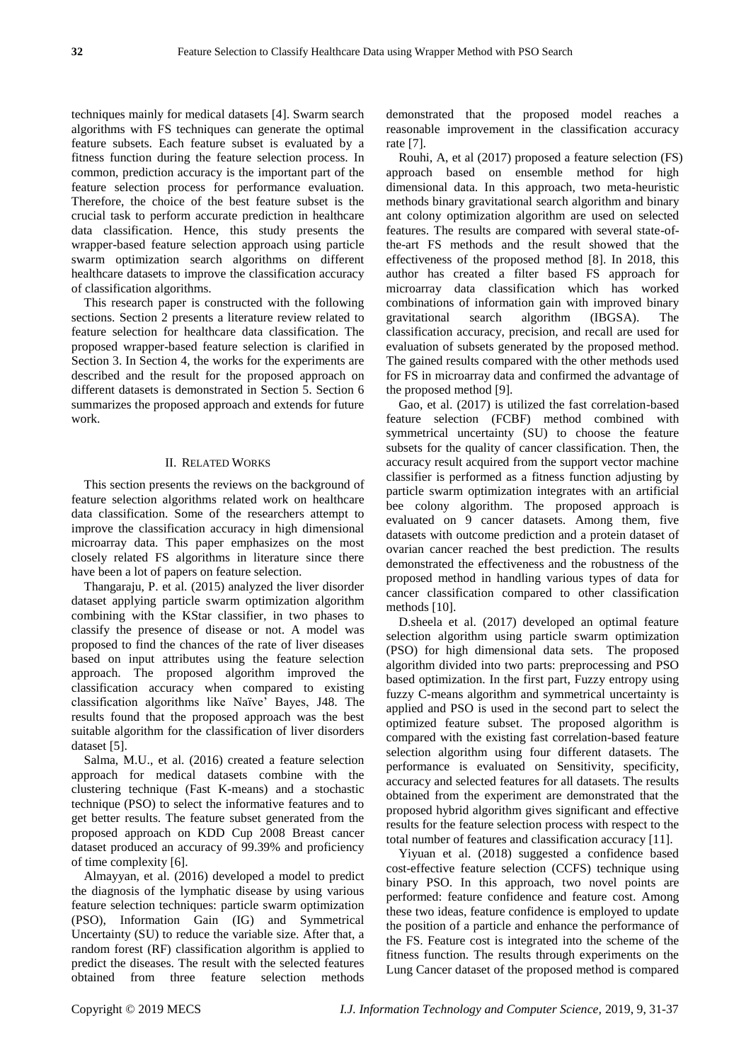techniques mainly for medical datasets [4]. Swarm search algorithms with FS techniques can generate the optimal feature subsets. Each feature subset is evaluated by a fitness function during the feature selection process. In common, prediction accuracy is the important part of the feature selection process for performance evaluation. Therefore, the choice of the best feature subset is the crucial task to perform accurate prediction in healthcare data classification. Hence, this study presents the wrapper-based feature selection approach using particle swarm optimization search algorithms on different healthcare datasets to improve the classification accuracy of classification algorithms.

This research paper is constructed with the following sections. Section 2 presents a literature review related to feature selection for healthcare data classification. The proposed wrapper-based feature selection is clarified in Section 3. In Section 4, the works for the experiments are described and the result for the proposed approach on different datasets is demonstrated in Section 5. Section 6 summarizes the proposed approach and extends for future work.

## II. Related Works

This section presents the reviews on the background of feature selection algorithms related work on healthcare data classification. Some of the researchers attempt to improve the classification accuracy in high dimensional microarray data. This paper emphasizes on the most closely related FS algorithms in literature since there have been a lot of papers on feature selection.

Thangaraju, P. et al. (2015) analyzed the liver disorder dataset applying particle swarm optimization algorithm combining with the KStar classifier, in two phases to classify the presence of disease or not. A model was proposed to find the chances of the rate of liver diseases based on input attributes using the feature selection approach. The proposed algorithm improved the classification accuracy when compared to existing classification algorithms like Naïve' Bayes, J48. The results found that the proposed approach was the best suitable algorithm for the classification of liver disorders dataset [5].

Salma, M.U., et al. (2016) created a feature selection approach for medical datasets combine with the clustering technique (Fast K-means) and a stochastic technique (PSO) to select the informative features and to get better results. The feature subset generated from the proposed approach on KDD Cup 2008 Breast cancer dataset produced an accuracy of 99.39% and proficiency of time complexity [6].

Almayyan, et al. (2016) developed a model to predict the diagnosis of the lymphatic disease by using various feature selection techniques: particle swarm optimization (PSO), Information Gain (IG) and Symmetrical Uncertainty (SU) to reduce the variable size. After that, a random forest (RF) classification algorithm is applied to predict the diseases. The result with the selected features obtained from three feature selection methods demonstrated that the proposed model reaches a reasonable improvement in the classification accuracy rate [7].

Rouhi, A, et al (2017) proposed a feature selection (FS) approach based on ensemble method for high dimensional data. In this approach, two meta-heuristic methods binary gravitational search algorithm and binary ant colony optimization algorithm are used on selected features. The results are compared with several state-of-the-art FS methods and the result showed that the effectiveness of the proposed method [8]. In 2018, this author has created a filter based FS approach for microarray data classification which has worked combinations of information gain with improved binary gravitational search algorithm (IBGSA). The classification accuracy, precision, and recall are used for evaluation of subsets generated by the proposed method. The gained results compared with the other methods used for FS in microarray data and confirmed the advantage of the proposed method [9].

Gao, et al. (2017) is utilized the fast correlation-based feature selection (FCBF) method combined with symmetrical uncertainty (SU) to choose the feature subsets for the quality of cancer classification. Then, the accuracy result acquired from the support vector machine classifier is performed as a fitness function adjusting by particle swarm optimization integrates with an artificial bee colony algorithm. The proposed approach is evaluated on 9 cancer datasets. Among them, five datasets with outcome prediction and a protein dataset of ovarian cancer reached the best prediction. The results demonstrated the effectiveness and the robustness of the proposed method in handling various types of data for cancer classification compared to other classification methods [10].

D.sheela et al. (2017) developed an optimal feature selection algorithm using particle swarm optimization (PSO) for high dimensional data sets. The proposed algorithm divided into two parts: preprocessing and PSO based optimization. In the first part, Fuzzy entropy using fuzzy C-means algorithm and symmetrical uncertainty is applied and PSO is used in the second part to select the optimized feature subset. The proposed algorithm is compared with the existing fast correlation-based feature selection algorithm using four different datasets. The performance is evaluated on Sensitivity, specificity, accuracy and selected features for all datasets. The results obtained from the experiment are demonstrated that the proposed hybrid algorithm gives significant and effective results for the feature selection process with respect to the total number of features and classification accuracy [11].

Yiyuan et al. (2018) suggested a confidence based cost-effective feature selection (CCFS) technique using binary PSO. In this approach, two novel points are performed: feature confidence and feature cost. Among these two ideas, feature confidence is employed to update the position of a particle and enhance the performance of the FS. Feature cost is integrated into the scheme of the fitness function. The results through experiments on the Lung Cancer dataset of the proposed method is compared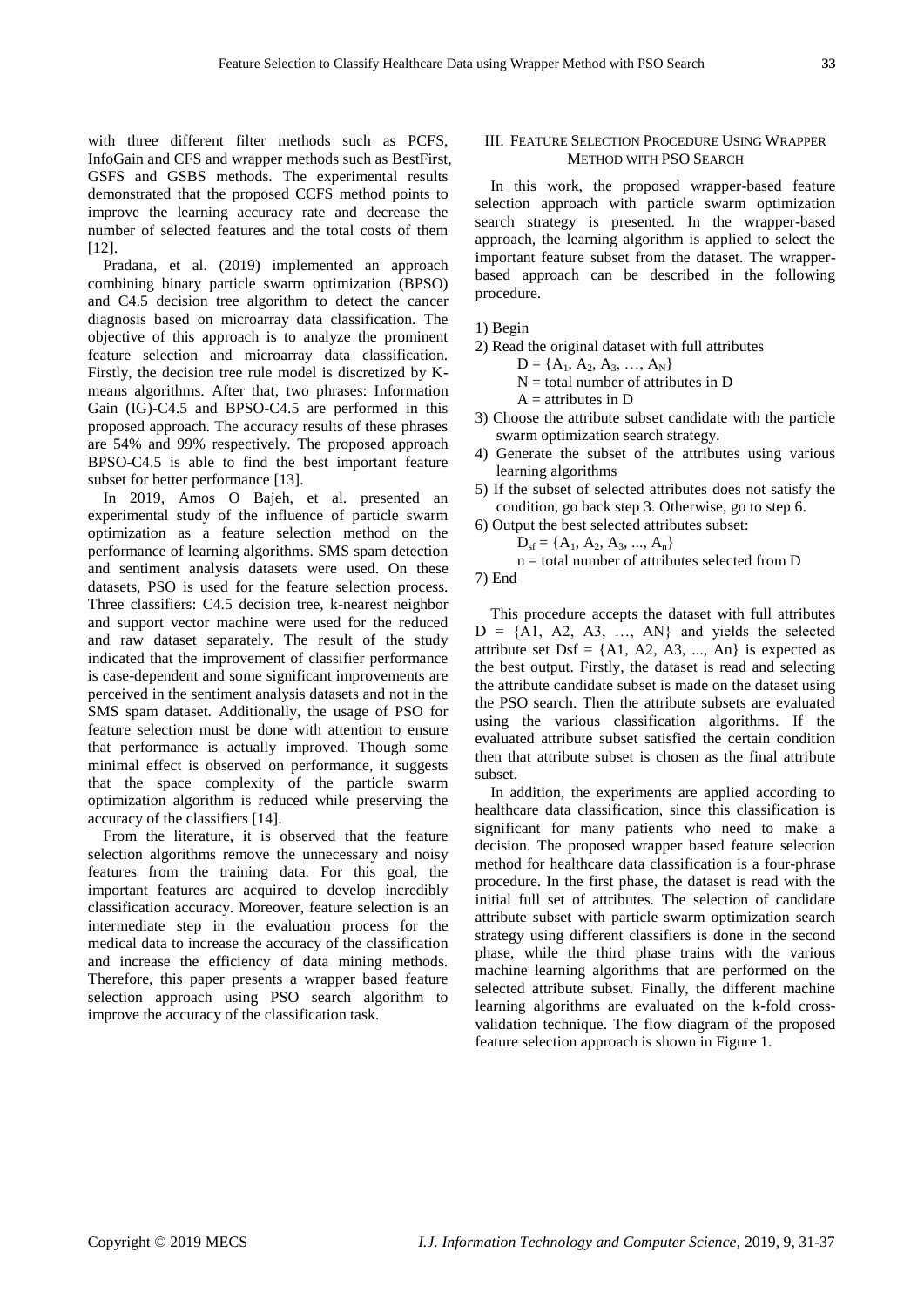with three different filter methods such as PCFS, InfoGain and CFS and wrapper methods such as BestFirst, GSFS and GSBS methods. The experimental results demonstrated that the proposed CCFS method points to improve the learning accuracy rate and decrease the number of selected features and the total costs of them [12].

Pradana, et al. (2019) implemented an approach combining binary particle swarm optimization (BPSO) and C4.5 decision tree algorithm to detect the cancer diagnosis based on microarray data classification. The objective of this approach is to analyze the prominent feature selection and microarray data classification. Firstly, the decision tree rule model is discretized by K-means algorithms. After that, two phrases: Information Gain (IG)-C4.5 and BPSO-C4.5 are performed in this proposed approach. The accuracy results of these phrases are 54% and 99% respectively. The proposed approach BPSO-C4.5 is able to find the best important feature subset for better performance [13].

In 2019, Amos O Bajeh, et al. presented an experimental study of the influence of particle swarm optimization as a feature selection method on the performance of learning algorithms. SMS spam detection and sentiment analysis datasets were used. On these datasets, PSO is used for the feature selection process. Three classifiers: C4.5 decision tree, k-nearest neighbor and support vector machine were used for the reduced and raw dataset separately. The result of the study indicated that the improvement of classifier performance is case-dependent and some significant improvements are perceived in the sentiment analysis datasets and not in the SMS spam dataset. Additionally, the usage of PSO for feature selection must be done with attention to ensure that performance is actually improved. Though some minimal effect is observed on performance, it suggests that the space complexity of the particle swarm optimization algorithm is reduced while preserving the accuracy of the classifiers [14].

From the literature, it is observed that the feature selection algorithms remove the unnecessary and noisy features from the training data. For this goal, the important features are acquired to develop incredibly classification accuracy. Moreover, feature selection is an intermediate step in the evaluation process for the medical data to increase the accuracy of the classification and increase the efficiency of data mining methods. Therefore, this paper presents a wrapper based feature selection approach using PSO search algorithm to improve the accuracy of the classification task.

## III. Feature Selection Procedure Using Wrapper Method with PSO Search

In this work, the proposed wrapper-based feature selection approach with particle swarm optimization search strategy is presented. In the wrapper-based approach, the learning algorithm is applied to select the important feature subset from the dataset. The wrapper-based approach can be described in the following procedure.

1) Begin
2) Read the original dataset with full attributes
   $D = \{A_1, A_2, A_3, \ldots, A_N\}$
   $N$ = total number of attributes in D
   $A$ = attributes in D
3) Choose the attribute subset candidate with the particle swarm optimization search strategy.
4) Generate the subset of the attributes using various learning algorithms
5) If the subset of selected attributes does not satisfy the condition, go back step 3. Otherwise, go to step 6.
6) Output the best selected attributes subset:
   $D_{sf} = \{A_1, A_2, A_3, \ldots, A_n\}$
   $n$ = total number of attributes selected from D
7) End

This procedure accepts the dataset with full attributes $D = \{A1, A2, A3, \ldots, AN\}$ and yields the selected attribute set $Dsf = \{A1, A2, A3, \ldots, An\}$ is expected as the best output. Firstly, the dataset is read and selecting the attribute candidate subset is made on the dataset using the PSO search. Then the attribute subsets are evaluated using the various classification algorithms. If the evaluated attribute subset satisfied the certain condition then that attribute subset is chosen as the final attribute subset.

In addition, the experiments are applied according to healthcare data classification, since this classification is significant for many patients who need to make a decision. The proposed wrapper based feature selection method for healthcare data classification is a four-phrase procedure. In the first phase, the dataset is read with the initial full set of attributes. The selection of candidate attribute subset with particle swarm optimization search strategy using different classifiers is done in the second phase, while the third phase trains with the various machine learning algorithms that are performed on the selected attribute subset. Finally, the different machine learning algorithms are evaluated on the k-fold cross-validation technique. The flow diagram of the proposed feature selection approach is shown in Figure 1.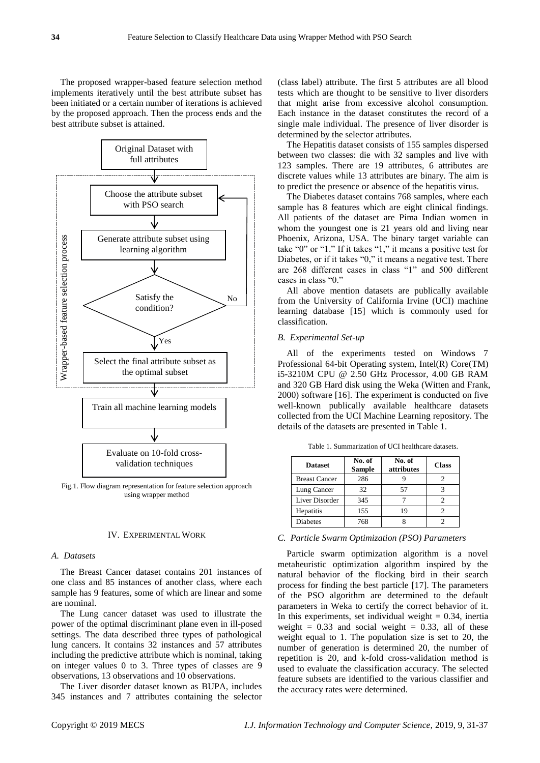The proposed wrapper-based feature selection method implements iteratively until the best attribute subset has been initiated or a certain number of iterations is achieved by the proposed approach. Then the process ends and the best attribute subset is attained.

Fig.1. Flow diagram representation for feature selection approach using wrapper method

## IV. Experimental Work

### A. Datasets

The Breast Cancer dataset contains 201 instances of one class and 85 instances of another class, where each sample has 9 features, some of which are linear and some are nominal.

The Lung cancer dataset was used to illustrate the power of the optimal discriminant plane even in ill-posed settings. The data described three types of pathological lung cancers. It contains 32 instances and 57 attributes including the predictive attribute which is nominal, taking on integer values 0 to 3. Three types of classes are 9 observations, 13 observations and 10 observations.

The Liver disorder dataset known as BUPA, includes 345 instances and 7 attributes containing the selector (class label) attribute. The first 5 attributes are all blood tests which are thought to be sensitive to liver disorders that might arise from excessive alcohol consumption. Each instance in the dataset constitutes the record of a single male individual. The presence of liver disorder is determined by the selector attributes.

The Hepatitis dataset consists of 155 samples dispersed between two classes: die with 32 samples and live with 123 samples. There are 19 attributes, 6 attributes are discrete values while 13 attributes are binary. The aim is to predict the presence or absence of the hepatitis virus.

The Diabetes dataset contains 768 samples, where each sample has 8 features which are eight clinical findings. All patients of the dataset are Pima Indian women in whom the youngest one is 21 years old and living near Phoenix, Arizona, USA. The binary target variable can take "0" or "1." If it takes "1," it means a positive test for Diabetes, or if it takes "0," it means a negative test. There are 268 different cases in class "1" and 500 different cases in class "0."

All above mention datasets are publically available from the University of California Irvine (UCI) machine learning database [15] which is commonly used for classification.

### B. Experimental Set-up

All of the experiments tested on Windows 7 Professional 64-bit Operating system, Intel(R) Core(TM) i5-3210M CPU @ 2.50 GHz Processor, 4.00 GB RAM and 320 GB Hard disk using the Weka (Witten and Frank, 2000) software [16]. The experiment is conducted on five well-known publically available healthcare datasets collected from the UCI Machine Learning repository. The details of the datasets are presented in Table 1.

Table 1. Summarization of UCI healthcare datasets.

| Dataset | No. of Sample | No. of attributes | Class |
|---|---|---|---|
| Breast Cancer | 286 | 9 | 2 |
| Lung Cancer | 32 | 57 | 3 |
| Liver Disorder | 345 | 7 | 2 |
| Hepatitis | 155 | 19 | 2 |
| Diabetes | 768 | 8 | 2 |

### C. Particle Swarm Optimization (PSO) Parameters

Particle swarm optimization algorithm is a novel metaheuristic optimization algorithm inspired by the natural behavior of the flocking bird in their search process for finding the best particle [17]. The parameters of the PSO algorithm are determined to the default parameters in Weka to certify the correct behavior of it. In this experiments, set individual weight = 0.34, inertia weight = 0.33 and social weight = 0.33, all of these weight equal to 1. The population size is set to 20, the number of generation is determined 20, the number of repetition is 20, and k-fold cross-validation method is used to evaluate the classification accuracy. The selected feature subsets are identified to the various classifier and the accuracy rates were determined.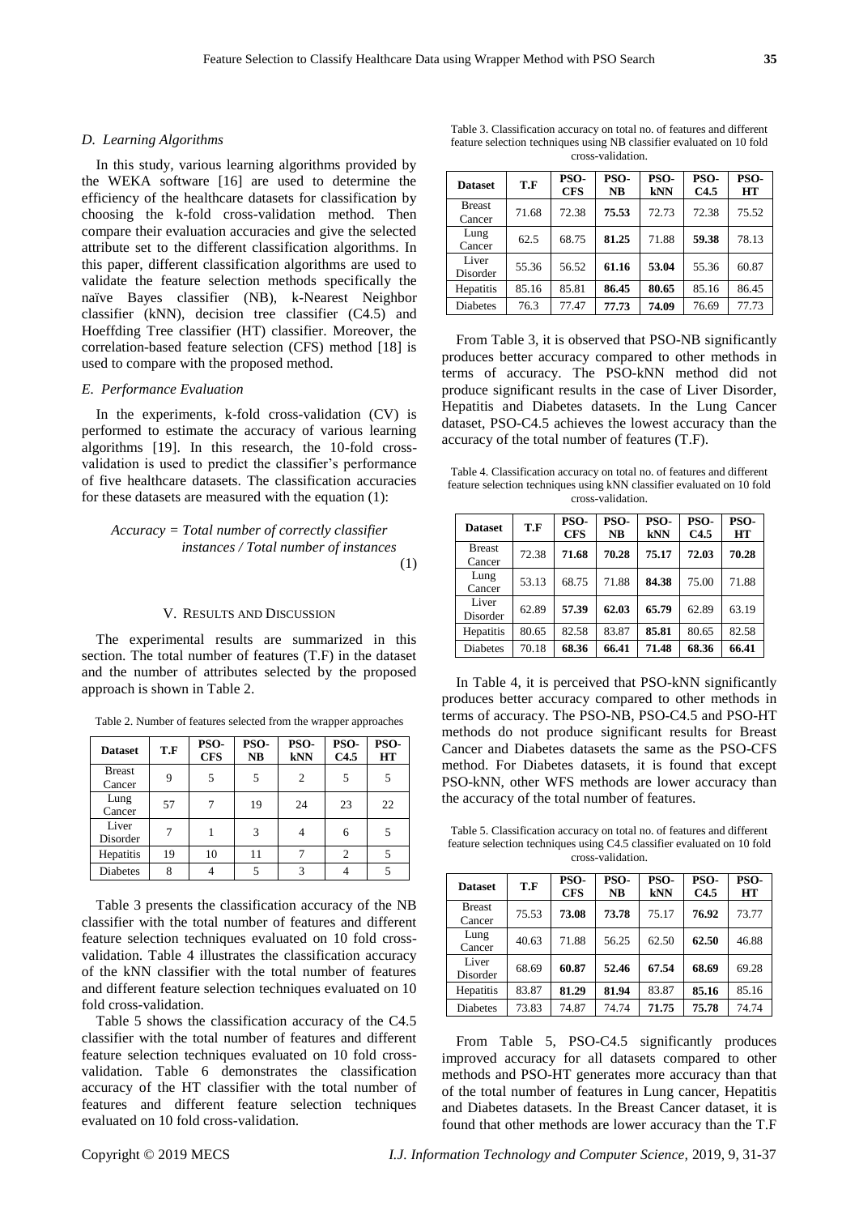### D. Learning Algorithms

In this study, various learning algorithms provided by the WEKA software [16] are used to determine the efficiency of the healthcare datasets for classification by choosing the k-fold cross-validation method. Then compare their evaluation accuracies and give the selected attribute set to the different classification algorithms. In this paper, different classification algorithms are used to validate the feature selection methods specifically the naïve Bayes classifier (NB), k-Nearest Neighbor classifier (kNN), decision tree classifier (C4.5) and Hoeffding Tree classifier (HT) classifier. Moreover, the correlation-based feature selection (CFS) method [18] is used to compare with the proposed method.

### E. Performance Evaluation

In the experiments, k-fold cross-validation (CV) is performed to estimate the accuracy of various learning algorithms [19]. In this research, the 10-fold cross-validation is used to predict the classifier's performance of five healthcare datasets. The classification accuracies for these datasets are measured with the equation (1):

$$Accuracy = Total\ number\ of\ correctly\ classifier\ instances\ /\ Total\ number\ of\ instances \quad (1)$$

## V. Results and Discussion

The experimental results are summarized in this section. The total number of features (T.F) in the dataset and the number of attributes selected by the proposed approach is shown in Table 2.

Table 2. Number of features selected from the wrapper approaches

| Dataset | T.F | PSO-CFS | PSO-NB | PSO-kNN | PSO-C4.5 | PSO-HT |
|---|---|---|---|---|---|---|
| Breast Cancer | 9 | 5 | 5 | 2 | 5 | 5 |
| Lung Cancer | 57 | 7 | 19 | 24 | 23 | 22 |
| Liver Disorder | 7 | 1 | 3 | 4 | 6 | 5 |
| Hepatitis | 19 | 10 | 11 | 7 | 2 | 5 |
| Diabetes | 8 | 4 | 5 | 3 | 4 | 5 |

Table 3 presents the classification accuracy of the NB classifier with the total number of features and different feature selection techniques evaluated on 10 fold cross-validation. Table 4 illustrates the classification accuracy of the kNN classifier with the total number of features and different feature selection techniques evaluated on 10 fold cross-validation.

Table 5 shows the classification accuracy of the C4.5 classifier with the total number of features and different feature selection techniques evaluated on 10 fold cross-validation. Table 6 demonstrates the classification accuracy of the HT classifier with the total number of features and different feature selection techniques evaluated on 10 fold cross-validation.

Table 3. Classification accuracy on total no. of features and different feature selection techniques using NB classifier evaluated on 10 fold cross-validation.

| Dataset | T.F | PSO-CFS | PSO-NB | PSO-kNN | PSO-C4.5 | PSO-HT |
|---|---|---|---|---|---|---|
| Breast Cancer | 71.68 | 72.38 | **75.53** | 72.73 | 72.38 | 75.52 |
| Lung Cancer | 62.5 | 68.75 | **81.25** | 71.88 | **59.38** | 78.13 |
| Liver Disorder | 55.36 | 56.52 | **61.16** | **53.04** | 55.36 | 60.87 |
| Hepatitis | 85.16 | 85.81 | **86.45** | **80.65** | 85.16 | 86.45 |
| Diabetes | 76.3 | 77.47 | **77.73** | **74.09** | 76.69 | 77.73 |

From Table 3, it is observed that PSO-NB significantly produces better accuracy compared to other methods in terms of accuracy. The PSO-kNN method did not produce significant results in the case of Liver Disorder, Hepatitis and Diabetes datasets. In the Lung Cancer dataset, PSO-C4.5 achieves the lowest accuracy than the accuracy of the total number of features (T.F).

Table 4. Classification accuracy on total no. of features and different feature selection techniques using kNN classifier evaluated on 10 fold cross-validation.

| Dataset | T.F | PSO-CFS | PSO-NB | PSO-kNN | PSO-C4.5 | PSO-HT |
|---|---|---|---|---|---|---|
| Breast Cancer | 72.38 | **71.68** | **70.28** | **75.17** | **72.03** | **70.28** |
| Lung Cancer | 53.13 | 68.75 | 71.88 | **84.38** | 75.00 | 71.88 |
| Liver Disorder | 62.89 | **57.39** | **62.03** | **65.79** | 62.89 | 63.19 |
| Hepatitis | 80.65 | 82.58 | 83.87 | **85.81** | 80.65 | 82.58 |
| Diabetes | 70.18 | **68.36** | **66.41** | **71.48** | **68.36** | **66.41** |

In Table 4, it is perceived that PSO-kNN significantly produces better accuracy compared to other methods in terms of accuracy. The PSO-NB, PSO-C4.5 and PSO-HT methods do not produce significant results for Breast Cancer and Diabetes datasets the same as the PSO-CFS method. For Diabetes datasets, it is found that except PSO-kNN, other WFS methods are lower accuracy than the accuracy of the total number of features.

Table 5. Classification accuracy on total no. of features and different feature selection techniques using C4.5 classifier evaluated on 10 fold cross-validation.

| Dataset | T.F | PSO-CFS | PSO-NB | PSO-kNN | PSO-C4.5 | PSO-HT |
|---|---|---|---|---|---|---|
| Breast Cancer | 75.53 | **73.08** | **73.78** | 75.17 | **76.92** | 73.77 |
| Lung Cancer | 40.63 | 71.88 | 56.25 | 62.50 | **62.50** | 46.88 |
| Liver Disorder | 68.69 | **60.87** | **52.46** | 67.54 | **68.69** | 69.28 |
| Hepatitis | 83.87 | **81.29** | **81.94** | 83.87 | **85.16** | 85.16 |
| Diabetes | 73.83 | 74.87 | 74.74 | **71.75** | **75.78** | 74.74 |

From Table 5, PSO-C4.5 significantly produces improved accuracy for all datasets compared to other methods and PSO-HT generates more accuracy than that of the total number of features in Lung cancer, Hepatitis and Diabetes datasets. In the Breast Cancer dataset, it is found that other methods are lower accuracy than the T.F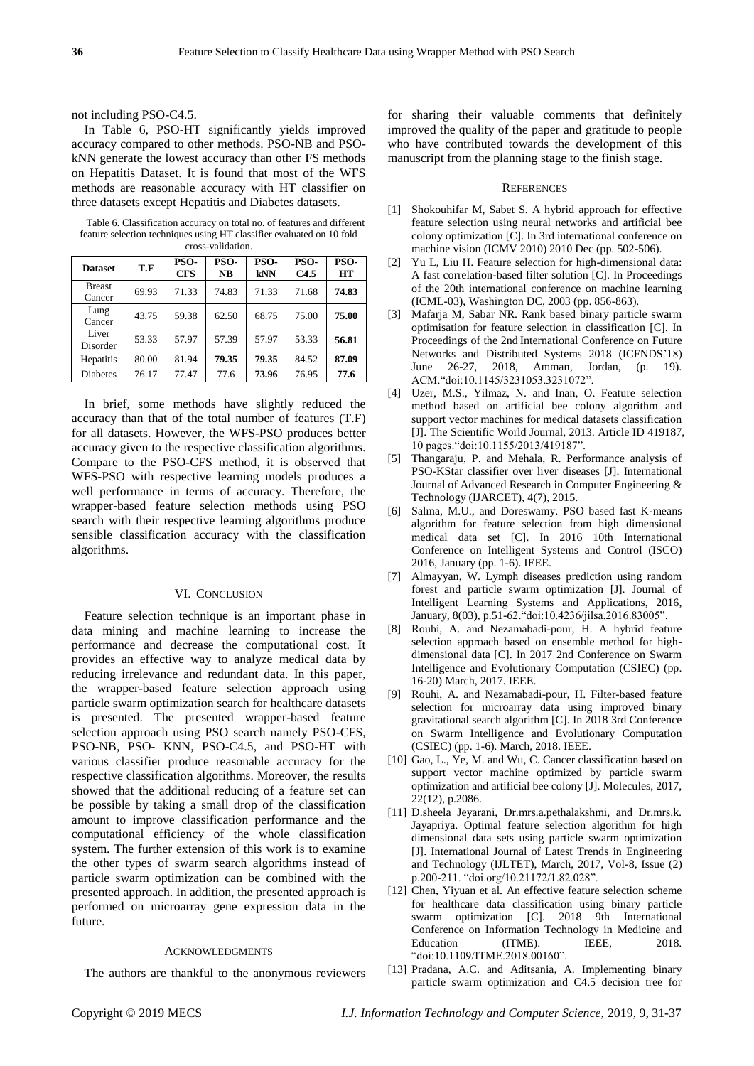not including PSO-C4.5.

In Table 6, PSO-HT significantly yields improved accuracy compared to other methods. PSO-NB and PSO-kNN generate the lowest accuracy than other FS methods on Hepatitis Dataset. It is found that most of the WFS methods are reasonable accuracy with HT classifier on three datasets except Hepatitis and Diabetes datasets.

Table 6. Classification accuracy on total no. of features and different feature selection techniques using HT classifier evaluated on 10 fold cross-validation.

| Dataset | T.F | PSO-CFS | PSO-NB | PSO-kNN | PSO-C4.5 | PSO-HT |
|---|---|---|---|---|---|---|
| Breast Cancer | 69.93 | 71.33 | 74.83 | 71.33 | 71.68 | **74.83** |
| Lung Cancer | 43.75 | 59.38 | 62.50 | 68.75 | 75.00 | **75.00** |
| Liver Disorder | 53.33 | 57.97 | 57.39 | 57.97 | 53.33 | **56.81** |
| Hepatitis | 80.00 | 81.94 | **79.35** | **79.35** | 84.52 | **87.09** |
| Diabetes | 76.17 | 77.47 | 77.6 | **73.96** | 76.95 | **77.6** |

In brief, some methods have slightly reduced the accuracy than that of the total number of features (T.F) for all datasets. However, the WFS-PSO produces better accuracy given to the respective classification algorithms. Compare to the PSO-CFS method, it is observed that WFS-PSO with respective learning models produces a well performance in terms of accuracy. Therefore, the wrapper-based feature selection methods using PSO search with their respective learning algorithms produce sensible classification accuracy with the classification algorithms.

## VI. Conclusion

Feature selection technique is an important phase in data mining and machine learning to increase the performance and decrease the computational cost. It provides an effective way to analyze medical data by reducing irrelevance and redundant data. In this paper, the wrapper-based feature selection approach using particle swarm optimization search for healthcare datasets is presented. The presented wrapper-based feature selection approach using PSO search namely PSO-CFS, PSO-NB, PSO- KNN, PSO-C4.5, and PSO-HT with various classifier produce reasonable accuracy for the respective classification algorithms. Moreover, the results showed that the additional reducing of a feature set can be possible by taking a small drop of the classification amount to improve classification performance and the computational efficiency of the whole classification system. The further extension of this work is to examine the other types of swarm search algorithms instead of particle swarm optimization can be combined with the presented approach. In addition, the presented approach is performed on microarray gene expression data in the future.

## Acknowledgments

The authors are thankful to the anonymous reviewers for sharing their valuable comments that definitely improved the quality of the paper and gratitude to people who have contributed towards the development of this manuscript from the planning stage to the finish stage.

## References

[1] Shokouhifar M, Sabet S. A hybrid approach for effective feature selection using neural networks and artificial bee colony optimization [C]. In 3rd international conference on machine vision (ICMV 2010) 2010 Dec (pp. 502-506).

[2] Yu L, Liu H. Feature selection for high-dimensional data: A fast correlation-based filter solution [C]. In Proceedings of the 20th international conference on machine learning (ICML-03), Washington DC, 2003 (pp. 856-863).

[3] Mafarja M, Sabar NR. Rank based binary particle swarm optimisation for feature selection in classification [C]. In Proceedings of the 2nd International Conference on Future Networks and Distributed Systems 2018 (ICFNDS'18) June 26-27, 2018, Amman, Jordan, (p. 19). ACM."doi:10.1145/3231053.3231072".

[4] Uzer, M.S., Yilmaz, N. and Inan, O. Feature selection method based on artificial bee colony algorithm and support vector machines for medical datasets classification [J]. The Scientific World Journal, 2013. Article ID 419187, 10 pages."doi:10.1155/2013/419187".

[5] Thangaraju, P. and Mehala, R. Performance analysis of PSO-KStar classifier over liver diseases [J]. International Journal of Advanced Research in Computer Engineering & Technology (IJARCET), 4(7), 2015.

[6] Salma, M.U., and Doreswamy. PSO based fast K-means algorithm for feature selection from high dimensional medical data set [C]. In 2016 10th International Conference on Intelligent Systems and Control (ISCO) 2016, January (pp. 1-6). IEEE.

[7] Almayyan, W. Lymph diseases prediction using random forest and particle swarm optimization [J]. Journal of Intelligent Learning Systems and Applications, 2016, January, 8(03), p.51-62."doi:10.4236/jilsa.2016.83005".

[8] Rouhi, A. and Nezamabadi-pour, H. A hybrid feature selection approach based on ensemble method for high-dimensional data [C]. In 2017 2nd Conference on Swarm Intelligence and Evolutionary Computation (CSIEC) (pp. 16-20) March, 2017. IEEE.

[9] Rouhi, A. and Nezamabadi-pour, H. Filter-based feature selection for microarray data using improved binary gravitational search algorithm [C]. In 2018 3rd Conference on Swarm Intelligence and Evolutionary Computation (CSIEC) (pp. 1-6). March, 2018. IEEE.

[10] Gao, L., Ye, M. and Wu, C. Cancer classification based on support vector machine optimized by particle swarm optimization and artificial bee colony [J]. Molecules, 2017, 22(12), p.2086.

[11] D.sheela Jeyarani, Dr.mrs.a.pethalakshmi, and Dr.mrs.k. Jayapriya. Optimal feature selection algorithm for high dimensional data sets using particle swarm optimization [J]. International Journal of Latest Trends in Engineering and Technology (IJLTET), March, 2017, Vol-8, Issue (2) p.200-211. "doi.org/10.21172/1.82.028".

[12] Chen, Yiyuan et al. An effective feature selection scheme for healthcare data classification using binary particle swarm optimization [C]. 2018 9th International Conference on Information Technology in Medicine and Education (ITME). IEEE, 2018. "doi:10.1109/ITME.2018.00160".

[13] Pradana, A.C. and Aditsania, A. Implementing binary particle swarm optimization and C4.5 decision tree for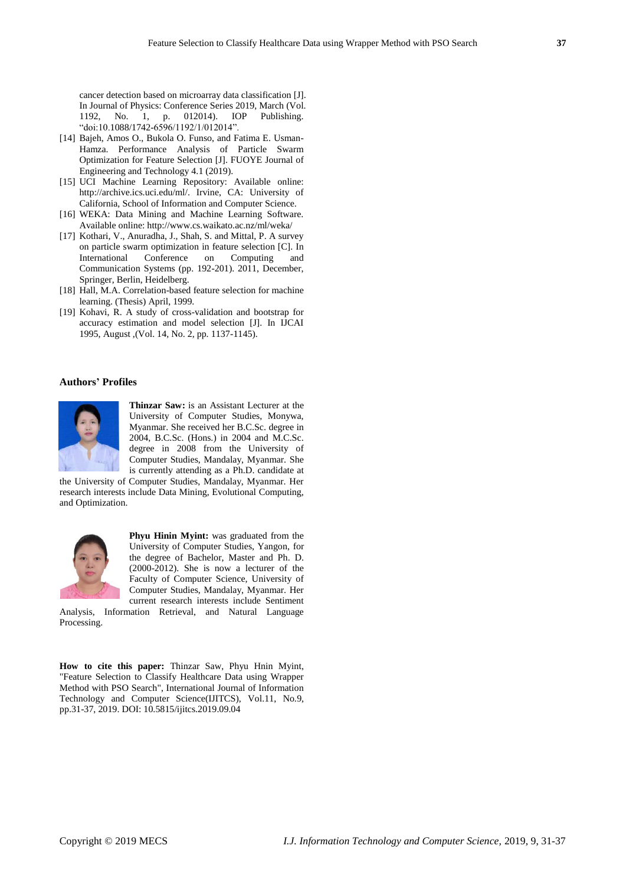cancer detection based on microarray data classification [J]. In Journal of Physics: Conference Series 2019, March (Vol. 1192, No. 1, p. 012014). IOP Publishing. "doi:10.1088/1742-6596/1192/1/012014".

[14] Bajeh, Amos O., Bukola O. Funso, and Fatima E. Usman-Hamza. Performance Analysis of Particle Swarm Optimization for Feature Selection [J]. FUOYE Journal of Engineering and Technology 4.1 (2019).

[15] UCI Machine Learning Repository: Available online: http://archive.ics.uci.edu/ml/. Irvine, CA: University of California, School of Information and Computer Science.

[16] WEKA: Data Mining and Machine Learning Software. Available online: http://www.cs.waikato.ac.nz/ml/weka/

[17] Kothari, V., Anuradha, J., Shah, S. and Mittal, P. A survey on particle swarm optimization in feature selection [C]. In International Conference on Computing and Communication Systems (pp. 192-201). 2011, December, Springer, Berlin, Heidelberg.

[18] Hall, M.A. Correlation-based feature selection for machine learning. (Thesis) April, 1999.

[19] Kohavi, R. A study of cross-validation and bootstrap for accuracy estimation and model selection [J]. In IJCAI 1995, August ,(Vol. 14, No. 2, pp. 1137-1145).

**Authors' Profiles**

**Thinzar Saw:** is an Assistant Lecturer at the University of Computer Studies, Monywa, Myanmar. She received her B.C.Sc. degree in 2004, B.C.Sc. (Hons.) in 2004 and M.C.Sc. degree in 2008 from the University of Computer Studies, Mandalay, Myanmar. She is currently attending as a Ph.D. candidate at the University of Computer Studies, Mandalay, Myanmar. Her research interests include Data Mining, Evolutional Computing, and Optimization.

**Phyu Hinin Myint:** was graduated from the University of Computer Studies, Yangon, for the degree of Bachelor, Master and Ph. D. (2000-2012). She is now a lecturer of the Faculty of Computer Science, University of Computer Studies, Mandalay, Myanmar. Her current research interests include Sentiment Analysis, Information Retrieval, and Natural Language Processing.

**How to cite this paper:** Thinzar Saw, Phyu Hnin Myint, "Feature Selection to Classify Healthcare Data using Wrapper Method with PSO Search", International Journal of Information Technology and Computer Science(IJITCS), Vol.11, No.9, pp.31-37, 2019. DOI: 10.5815/ijitcs.2019.09.04